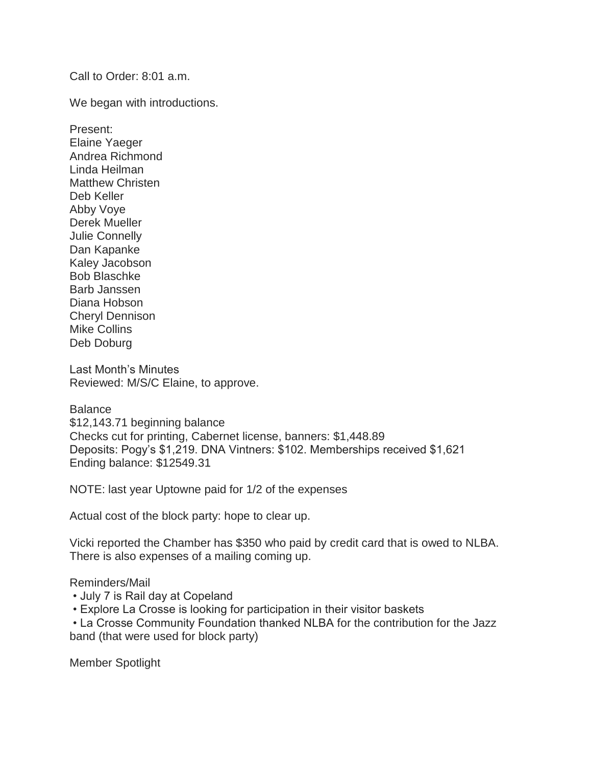Call to Order: 8:01 a.m.

We began with introductions.

Present:  
Elaine Yaeger  
Andrea Richmond  
Linda Heilman  
Matthew Christen  
Deb Keller  
Abby Voye  
Derek Mueller  
Julie Connelly  
Dan Kapanke  
Kaley Jacobson  
Bob Blaschke  
Barb Janssen  
Diana Hobson  
Cheryl Dennison  
Mike Collins  
Deb Doburg

Last Month's Minutes  
Reviewed: M/S/C Elaine, to approve.

Balance  
$12,143.71 beginning balance  
Checks cut for printing, Cabernet license, banners: $1,448.89  
Deposits: Pogy's $1,219. DNA Vintners: $102. Memberships received $1,621  
Ending balance: $12549.31

NOTE: last year Uptowne paid for 1/2 of the expenses

Actual cost of the block party: hope to clear up.

Vicki reported the Chamber has $350 who paid by credit card that is owed to NLBA. There is also expenses of a mailing coming up.

Reminders/Mail

- July 7 is Rail day at Copeland
- Explore La Crosse is looking for participation in their visitor baskets
- La Crosse Community Foundation thanked NLBA for the contribution for the Jazz band (that were used for block party)

Member Spotlight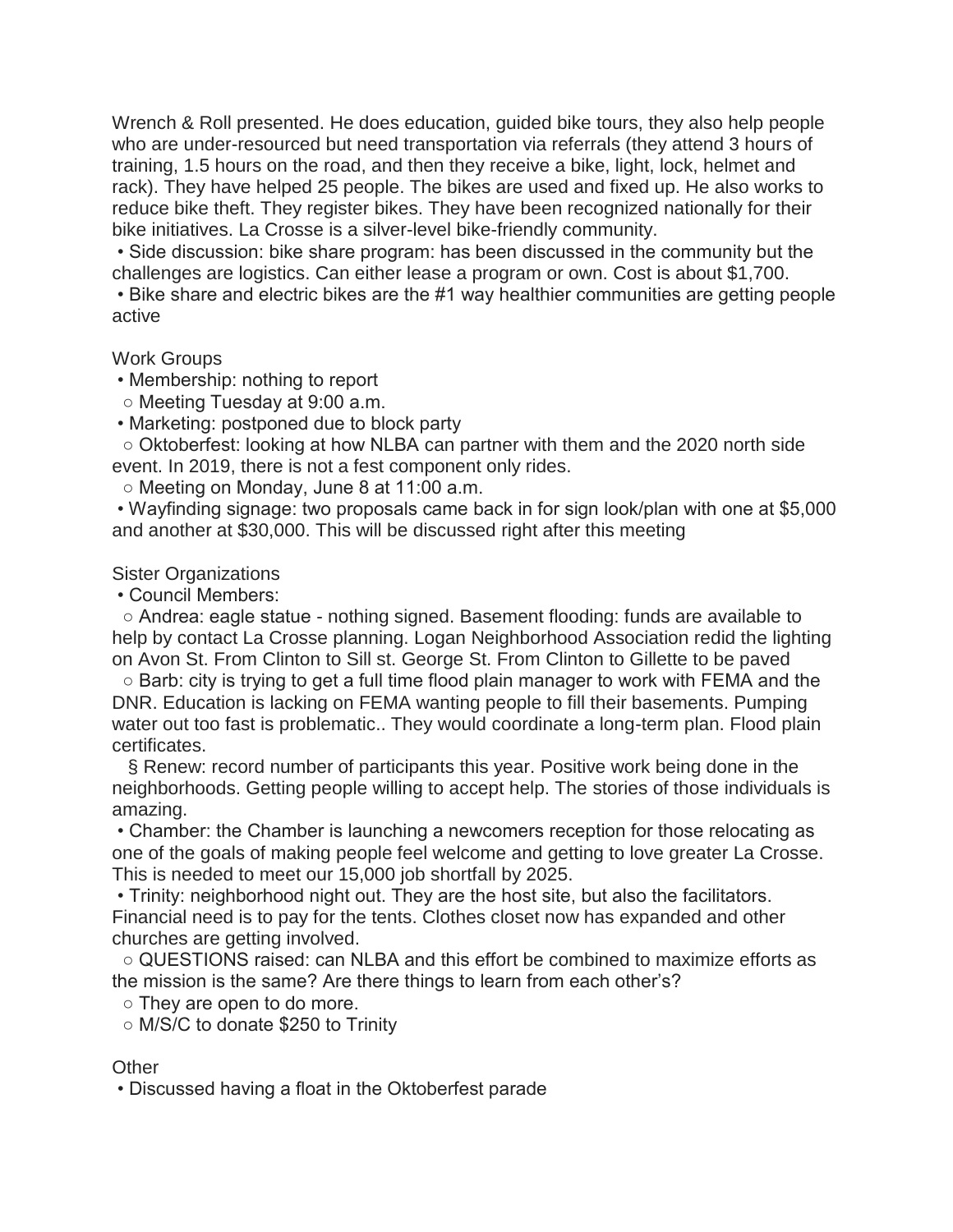Wrench & Roll presented. He does education, guided bike tours, they also help people who are under-resourced but need transportation via referrals (they attend 3 hours of training, 1.5 hours on the road, and then they receive a bike, light, lock, helmet and rack). They have helped 25 people. The bikes are used and fixed up. He also works to reduce bike theft. They register bikes. They have been recognized nationally for their bike initiatives. La Crosse is a silver-level bike-friendly community.

- Side discussion: bike share program: has been discussed in the community but the challenges are logistics. Can either lease a program or own. Cost is about $1,700.
- Bike share and electric bikes are the #1 way healthier communities are getting people active

Work Groups

- Membership: nothing to report
  - Meeting Tuesday at 9:00 a.m.
- Marketing: postponed due to block party
  - Oktoberfest: looking at how NLBA can partner with them and the 2020 north side event. In 2019, there is not a fest component only rides.
  - Meeting on Monday, June 8 at 11:00 a.m.
- Wayfinding signage: two proposals came back in for sign look/plan with one at $5,000 and another at $30,000. This will be discussed right after this meeting

Sister Organizations

- Council Members:
  - Andrea: eagle statue - nothing signed. Basement flooding: funds are available to help by contact La Crosse planning. Logan Neighborhood Association redid the lighting on Avon St. From Clinton to Sill st. George St. From Clinton to Gillette to be paved
  - Barb: city is trying to get a full time flood plain manager to work with FEMA and the DNR. Education is lacking on FEMA wanting people to fill their basements. Pumping water out too fast is problematic.. They would coordinate a long-term plan. Flood plain certificates.
    - Renew: record number of participants this year. Positive work being done in the neighborhoods. Getting people willing to accept help. The stories of those individuals is amazing.
- Chamber: the Chamber is launching a newcomers reception for those relocating as one of the goals of making people feel welcome and getting to love greater La Crosse. This is needed to meet our 15,000 job shortfall by 2025.
- Trinity: neighborhood night out. They are the host site, but also the facilitators. Financial need is to pay for the tents. Clothes closet now has expanded and other churches are getting involved.
  - QUESTIONS raised: can NLBA and this effort be combined to maximize efforts as the mission is the same? Are there things to learn from each other's?
  - They are open to do more.
  - M/S/C to donate $250 to Trinity

Other

- Discussed having a float in the Oktoberfest parade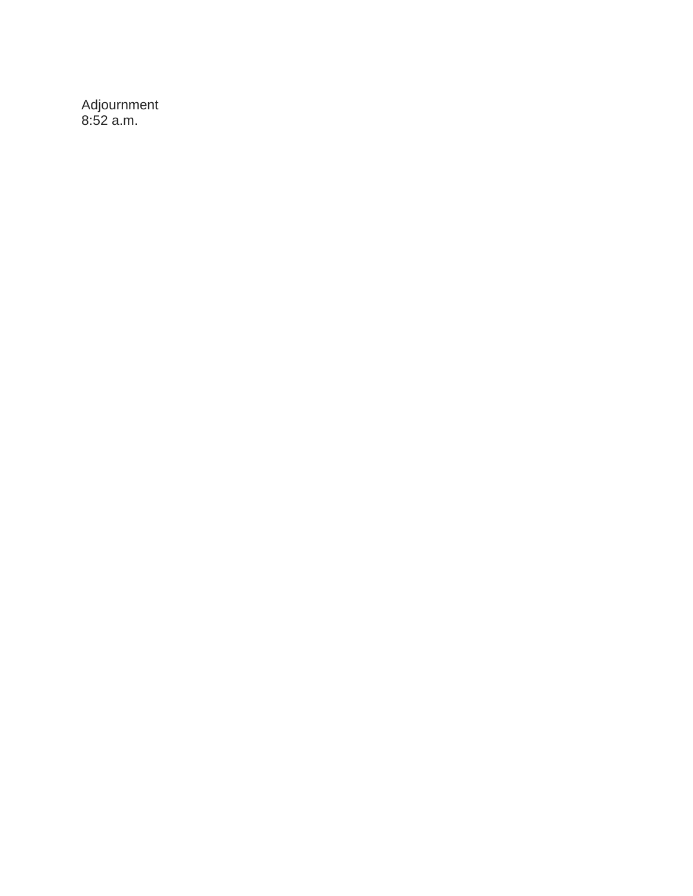Adjournment
8:52 a.m.